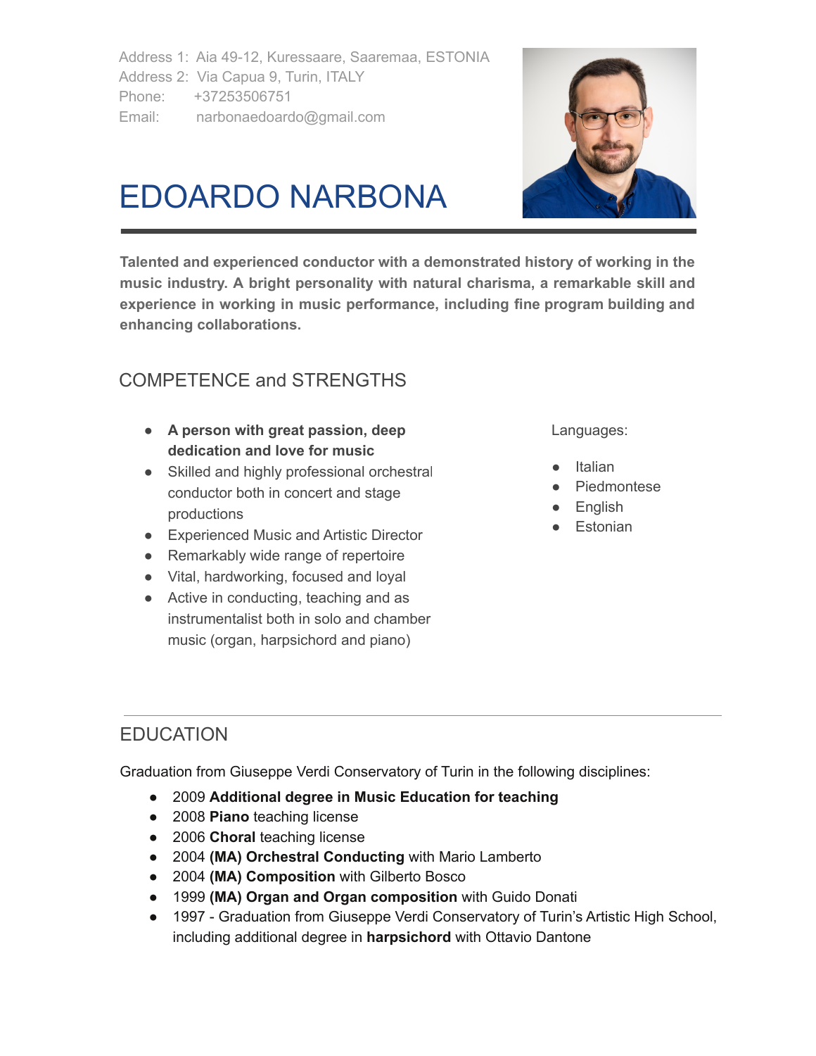Address 1: Aia 49-12, Kuressaare, Saaremaa, ESTONIA
Address 2: Via Capua 9, Turin, ITALY
Phone: +37253506751
Email: narbonaedoardo@gmail.com

# EDOARDO NARBONA

**Talented and experienced conductor with a demonstrated history of working in the music industry. A bright personality with natural charisma, a remarkable skill and experience in working in music performance, including fine program building and enhancing collaborations.**

## COMPETENCE and STRENGTHS

- **A person with great passion, deep dedication and love for music**
- Skilled and highly professional orchestral conductor both in concert and stage productions
- Experienced Music and Artistic Director
- Remarkably wide range of repertoire
- Vital, hardworking, focused and loyal
- Active in conducting, teaching and as instrumentalist both in solo and chamber music (organ, harpsichord and piano)

Languages:

- Italian
- Piedmontese
- English
- Estonian

## EDUCATION

Graduation from Giuseppe Verdi Conservatory of Turin in the following disciplines:

- 2009 **Additional degree in Music Education for teaching**
- 2008 **Piano** teaching license
- 2006 **Choral** teaching license
- 2004 **(MA) Orchestral Conducting** with Mario Lamberto
- 2004 **(MA) Composition** with Gilberto Bosco
- 1999 **(MA) Organ and Organ composition** with Guido Donati
- 1997 - Graduation from Giuseppe Verdi Conservatory of Turin's Artistic High School, including additional degree in **harpsichord** with Ottavio Dantone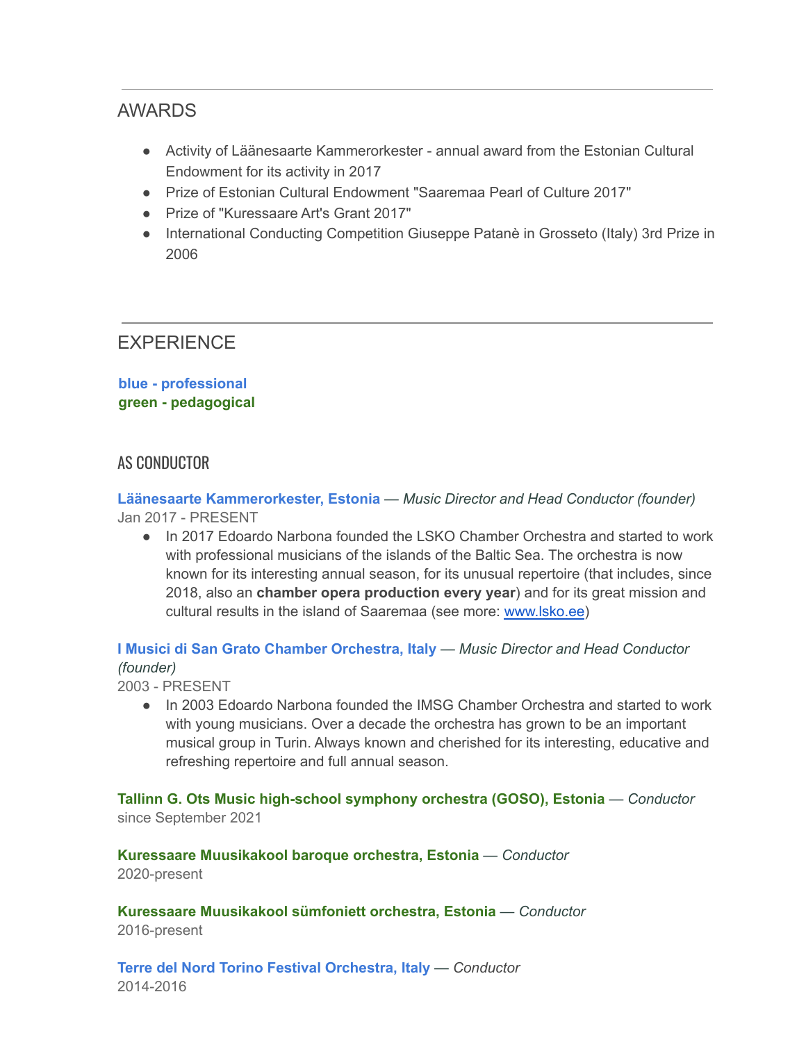## AWARDS

- Activity of Läänesaarte Kammerorkester - annual award from the Estonian Cultural Endowment for its activity in 2017
- Prize of Estonian Cultural Endowment "Saaremaa Pearl of Culture 2017"
- Prize of "Kuressaare Art's Grant 2017"
- International Conducting Competition Giuseppe Patanè in Grosseto (Italy) 3rd Prize in 2006

## EXPERIENCE

**blue - professional**
**green - pedagogical**

### AS CONDUCTOR

**Läänesaarte Kammerorkester, Estonia** — *Music Director and Head Conductor (founder)*
Jan 2017 - PRESENT

- In 2017 Edoardo Narbona founded the LSKO Chamber Orchestra and started to work with professional musicians of the islands of the Baltic Sea. The orchestra is now known for its interesting annual season, for its unusual repertoire (that includes, since 2018, also an **chamber opera production every year**) and for its great mission and cultural results in the island of Saaremaa (see more: [www.lsko.ee](http://www.lsko.ee))

**I Musici di San Grato Chamber Orchestra, Italy** — *Music Director and Head Conductor (founder)*
2003 - PRESENT

- In 2003 Edoardo Narbona founded the IMSG Chamber Orchestra and started to work with young musicians. Over a decade the orchestra has grown to be an important musical group in Turin. Always known and cherished for its interesting, educative and refreshing repertoire and full annual season.

**Tallinn G. Ots Music high-school symphony orchestra (GOSO), Estonia** — *Conductor*
since September 2021

**Kuressaare Muusikakool baroque orchestra, Estonia** — *Conductor*
2020-present

**Kuressaare Muusikakool sümfoniett orchestra, Estonia** — *Conductor*
2016-present

**Terre del Nord Torino Festival Orchestra, Italy** — *Conductor*
2014-2016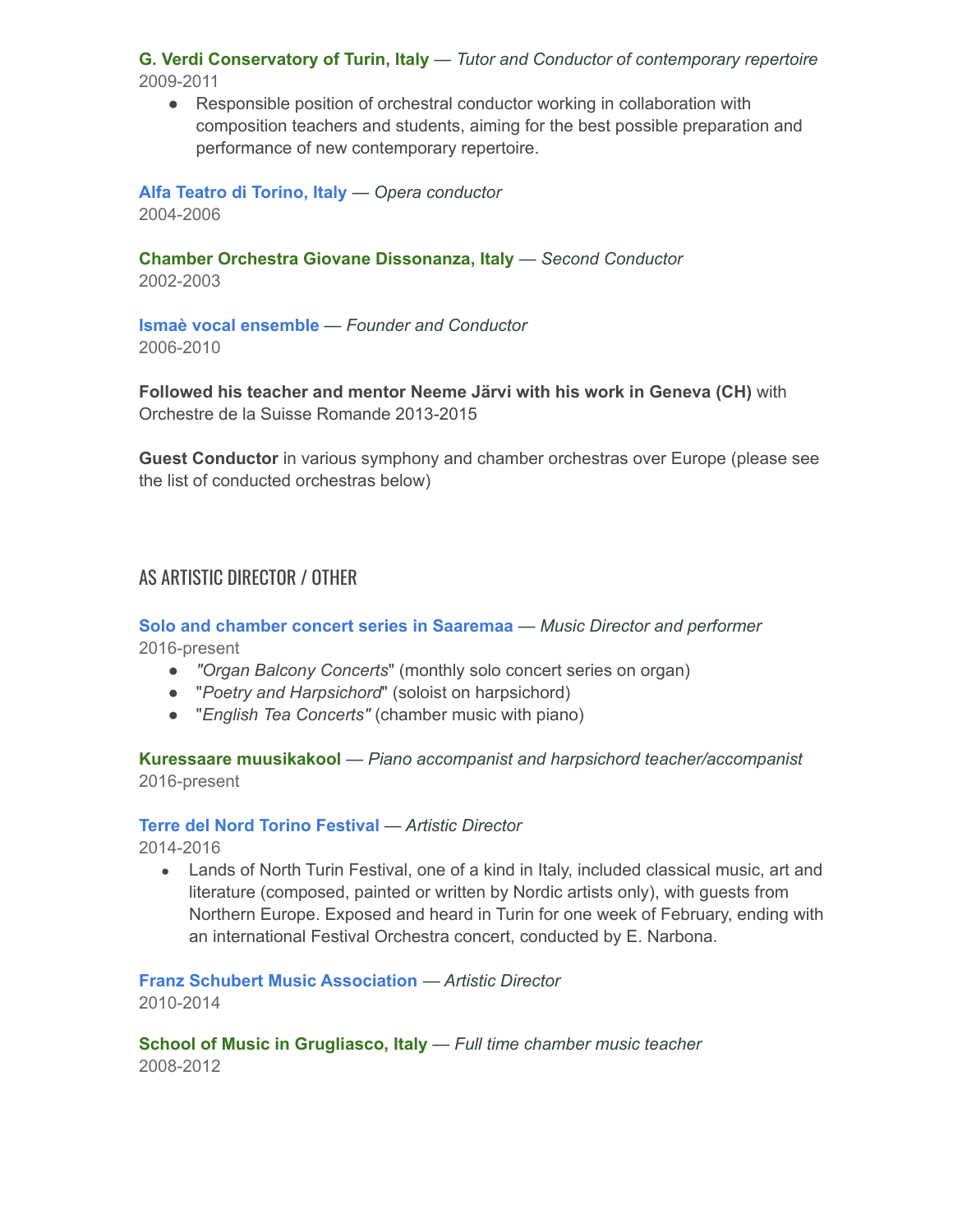**G. Verdi Conservatory of Turin, Italy** — *Tutor and Conductor of contemporary repertoire*
2009-2011

- Responsible position of orchestral conductor working in collaboration with composition teachers and students, aiming for the best possible preparation and performance of new contemporary repertoire.

**Alfa Teatro di Torino, Italy** — *Opera conductor*
2004-2006

**Chamber Orchestra Giovane Dissonanza, Italy** — *Second Conductor*
2002-2003

**Ismaè vocal ensemble** — *Founder and Conductor*
2006-2010

**Followed his teacher and mentor Neeme Järvi with his work in Geneva (CH)** with Orchestre de la Suisse Romande 2013-2015

**Guest Conductor** in various symphony and chamber orchestras over Europe (please see the list of conducted orchestras below)

## AS ARTISTIC DIRECTOR / OTHER

**Solo and chamber concert series in Saaremaa** — *Music Director and performer*
2016-present

- *"Organ Balcony Concerts*" (monthly solo concert series on organ)
- "*Poetry and Harpsichord*" (soloist on harpsichord)
- "*English Tea Concerts"* (chamber music with piano)

**Kuressaare muusikakool** — *Piano accompanist and harpsichord teacher/accompanist*
2016-present

**Terre del Nord Torino Festival** — *Artistic Director*
2014-2016

- Lands of North Turin Festival, one of a kind in Italy, included classical music, art and literature (composed, painted or written by Nordic artists only), with guests from Northern Europe. Exposed and heard in Turin for one week of February, ending with an international Festival Orchestra concert, conducted by E. Narbona.

**Franz Schubert Music Association** — *Artistic Director*
2010-2014

**School of Music in Grugliasco, Italy** — *Full time chamber music teacher*
2008-2012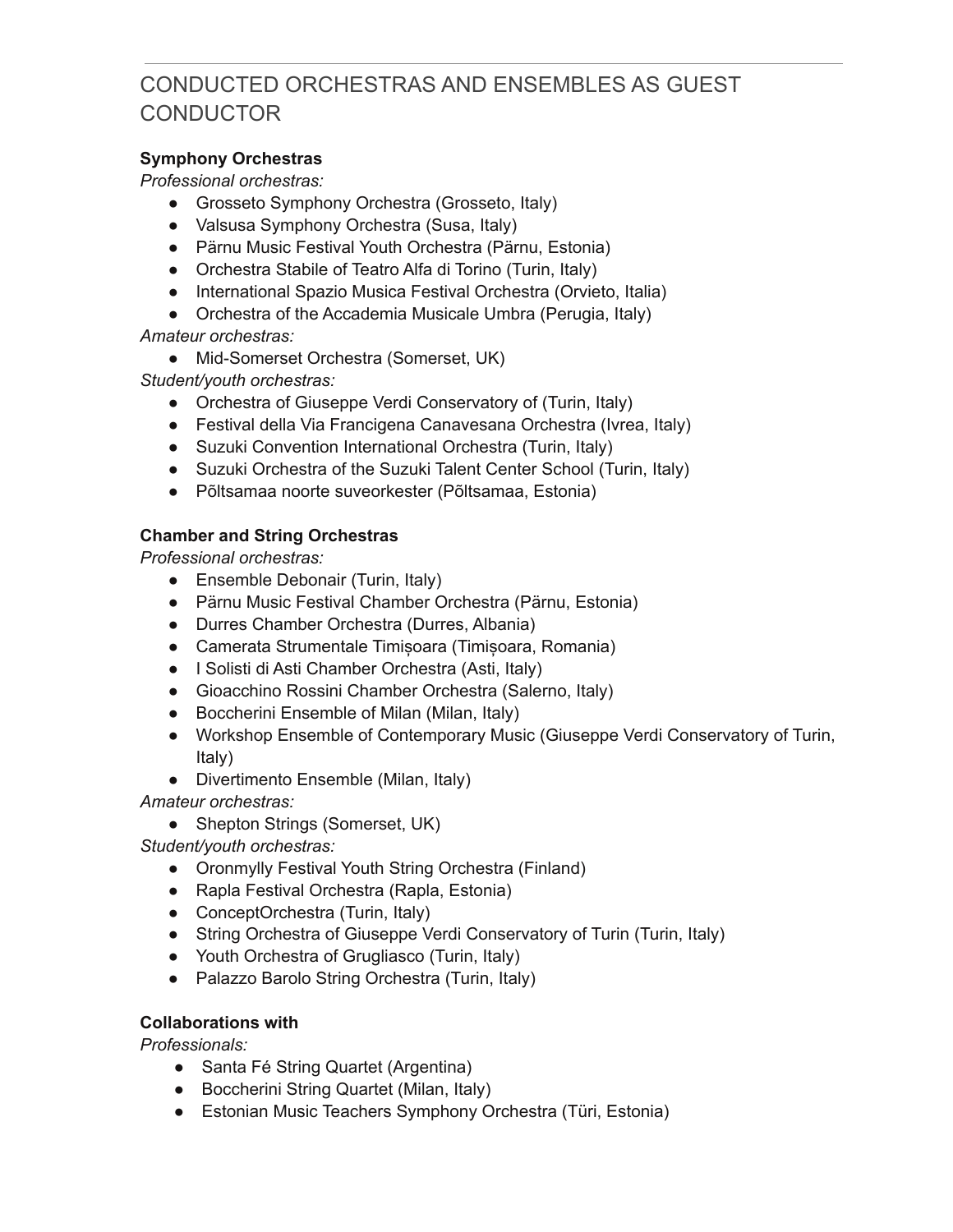# CONDUCTED ORCHESTRAS AND ENSEMBLES AS GUEST CONDUCTOR

**Symphony Orchestras**

*Professional orchestras:*

- Grosseto Symphony Orchestra (Grosseto, Italy)
- Valsusa Symphony Orchestra (Susa, Italy)
- Pärnu Music Festival Youth Orchestra (Pärnu, Estonia)
- Orchestra Stabile of Teatro Alfa di Torino (Turin, Italy)
- International Spazio Musica Festival Orchestra (Orvieto, Italia)
- Orchestra of the Accademia Musicale Umbra (Perugia, Italy)

*Amateur orchestras:*

- Mid-Somerset Orchestra (Somerset, UK)

*Student/youth orchestras:*

- Orchestra of Giuseppe Verdi Conservatory of (Turin, Italy)
- Festival della Via Francigena Canavesana Orchestra (Ivrea, Italy)
- Suzuki Convention International Orchestra (Turin, Italy)
- Suzuki Orchestra of the Suzuki Talent Center School (Turin, Italy)
- Põltsamaa noorte suveorkester (Põltsamaa, Estonia)

**Chamber and String Orchestras**

*Professional orchestras:*

- Ensemble Debonair (Turin, Italy)
- Pärnu Music Festival Chamber Orchestra (Pärnu, Estonia)
- Durres Chamber Orchestra (Durres, Albania)
- Camerata Strumentale Timișoara (Timișoara, Romania)
- I Solisti di Asti Chamber Orchestra (Asti, Italy)
- Gioacchino Rossini Chamber Orchestra (Salerno, Italy)
- Boccherini Ensemble of Milan (Milan, Italy)
- Workshop Ensemble of Contemporary Music (Giuseppe Verdi Conservatory of Turin, Italy)
- Divertimento Ensemble (Milan, Italy)

*Amateur orchestras:*

- Shepton Strings (Somerset, UK)

*Student/youth orchestras:*

- Oronmylly Festival Youth String Orchestra (Finland)
- Rapla Festival Orchestra (Rapla, Estonia)
- ConceptOrchestra (Turin, Italy)
- String Orchestra of Giuseppe Verdi Conservatory of Turin (Turin, Italy)
- Youth Orchestra of Grugliasco (Turin, Italy)
- Palazzo Barolo String Orchestra (Turin, Italy)

**Collaborations with**

*Professionals:*

- Santa Fé String Quartet (Argentina)
- Boccherini String Quartet (Milan, Italy)
- Estonian Music Teachers Symphony Orchestra (Türi, Estonia)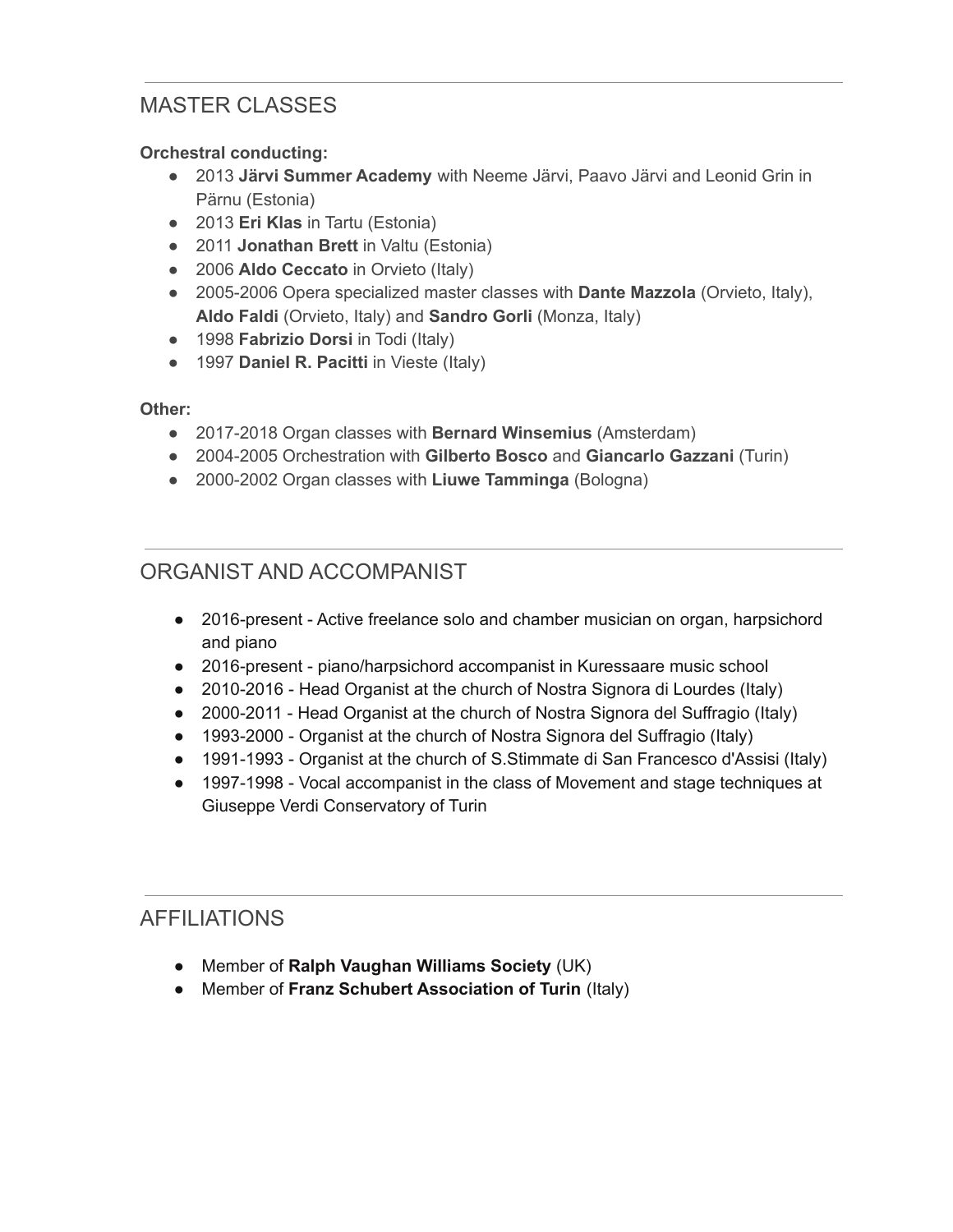## MASTER CLASSES

**Orchestral conducting:**

- 2013 **Järvi Summer Academy** with Neeme Järvi, Paavo Järvi and Leonid Grin in Pärnu (Estonia)
- 2013 **Eri Klas** in Tartu (Estonia)
- 2011 **Jonathan Brett** in Valtu (Estonia)
- 2006 **Aldo Ceccato** in Orvieto (Italy)
- 2005-2006 Opera specialized master classes with **Dante Mazzola** (Orvieto, Italy), **Aldo Faldi** (Orvieto, Italy) and **Sandro Gorli** (Monza, Italy)
- 1998 **Fabrizio Dorsi** in Todi (Italy)
- 1997 **Daniel R. Pacitti** in Vieste (Italy)

**Other:**

- 2017-2018 Organ classes with **Bernard Winsemius** (Amsterdam)
- 2004-2005 Orchestration with **Gilberto Bosco** and **Giancarlo Gazzani** (Turin)
- 2000-2002 Organ classes with **Liuwe Tamminga** (Bologna)

## ORGANIST AND ACCOMPANIST

- 2016-present - Active freelance solo and chamber musician on organ, harpsichord and piano
- 2016-present - piano/harpsichord accompanist in Kuressaare music school
- 2010-2016 - Head Organist at the church of Nostra Signora di Lourdes (Italy)
- 2000-2011 - Head Organist at the church of Nostra Signora del Suffragio (Italy)
- 1993-2000 - Organist at the church of Nostra Signora del Suffragio (Italy)
- 1991-1993 - Organist at the church of S.Stimmate di San Francesco d'Assisi (Italy)
- 1997-1998 - Vocal accompanist in the class of Movement and stage techniques at Giuseppe Verdi Conservatory of Turin

## AFFILIATIONS

- Member of **Ralph Vaughan Williams Society** (UK)
- Member of **Franz Schubert Association of Turin** (Italy)